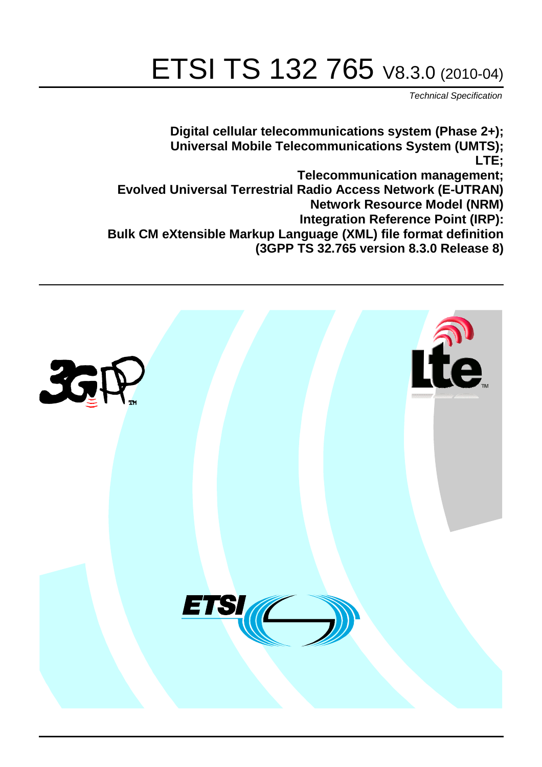# ETSI TS 132 765 V8.3.0 (2010-04)

*Technical Specification*

**Digital cellular telecommunications system (Phase 2+);**
**Universal Mobile Telecommunications System (UMTS);**
**LTE;**
**Telecommunication management;**
**Evolved Universal Terrestrial Radio Access Network (E-UTRAN)**
**Network Resource Model (NRM)**
**Integration Reference Point (IRP):**
**Bulk CM eXtensible Markup Language (XML) file format definition**
**(3GPP TS 32.765 version 8.3.0 Release 8)**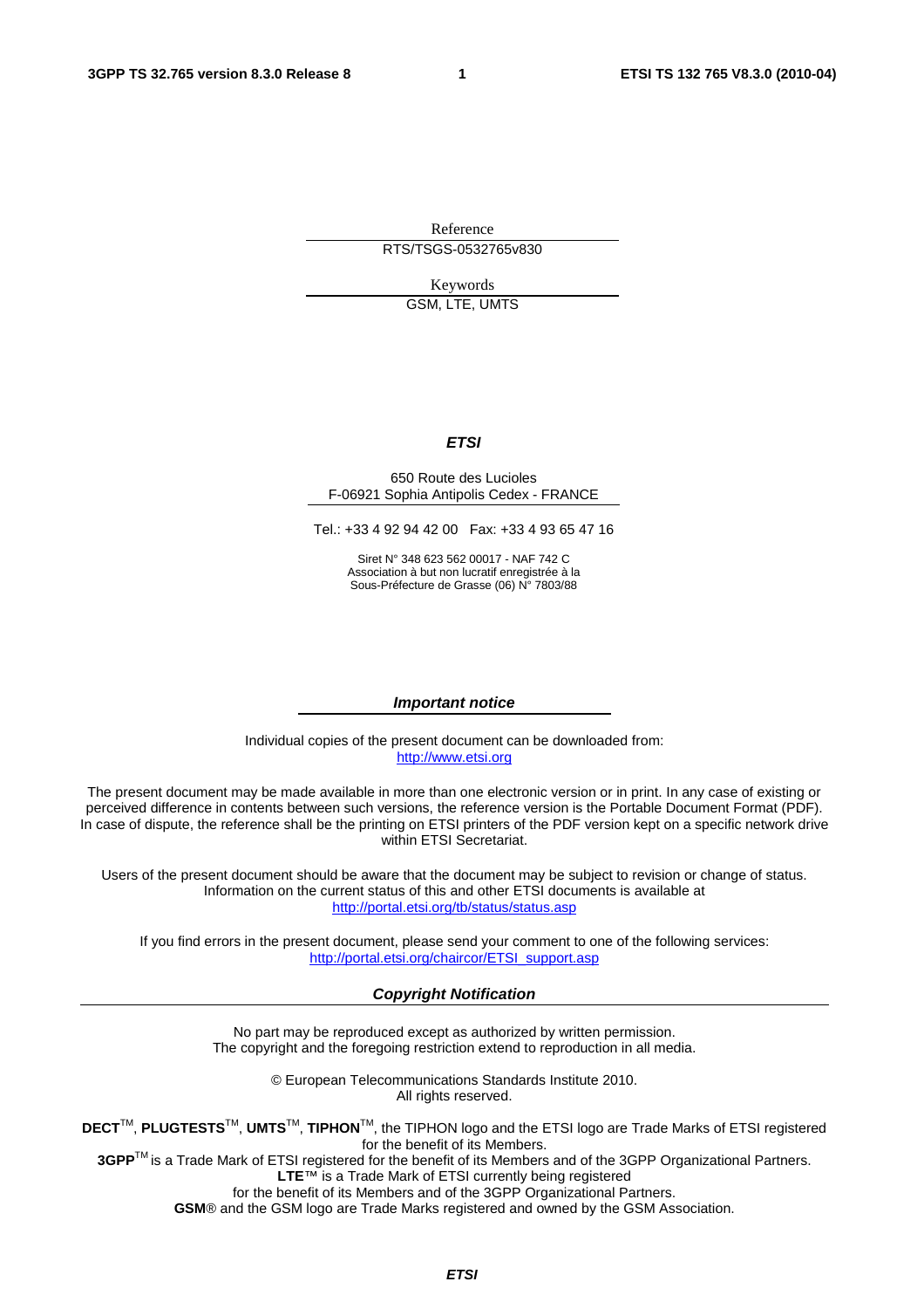Reference

RTS/TSGS-0532765v830

Keywords

GSM, LTE, UMTS

***ETSI***

650 Route des Lucioles
F-06921 Sophia Antipolis Cedex - FRANCE

Tel.: +33 4 92 94 42 00 Fax: +33 4 93 65 47 16

Siret N° 348 623 562 00017 - NAF 742 C
Association à but non lucratif enregistrée à la
Sous-Préfecture de Grasse (06) N° 7803/88

***Important notice***

Individual copies of the present document can be downloaded from:
http://www.etsi.org

The present document may be made available in more than one electronic version or in print. In any case of existing or perceived difference in contents between such versions, the reference version is the Portable Document Format (PDF). In case of dispute, the reference shall be the printing on ETSI printers of the PDF version kept on a specific network drive within ETSI Secretariat.

Users of the present document should be aware that the document may be subject to revision or change of status. Information on the current status of this and other ETSI documents is available at
http://portal.etsi.org/tb/status/status.asp

If you find errors in the present document, please send your comment to one of the following services:
http://portal.etsi.org/chaircor/ETSI_support.asp

***Copyright Notification***

No part may be reproduced except as authorized by written permission.
The copyright and the foregoing restriction extend to reproduction in all media.

© European Telecommunications Standards Institute 2010.
All rights reserved.

**DECT**™, **PLUGTESTS**™, **UMTS**™, **TIPHON**™, the TIPHON logo and the ETSI logo are Trade Marks of ETSI registered for the benefit of its Members.
**3GPP**™ is a Trade Mark of ETSI registered for the benefit of its Members and of the 3GPP Organizational Partners.
**LTE**™ is a Trade Mark of ETSI currently being registered
for the benefit of its Members and of the 3GPP Organizational Partners.
**GSM**® and the GSM logo are Trade Marks registered and owned by the GSM Association.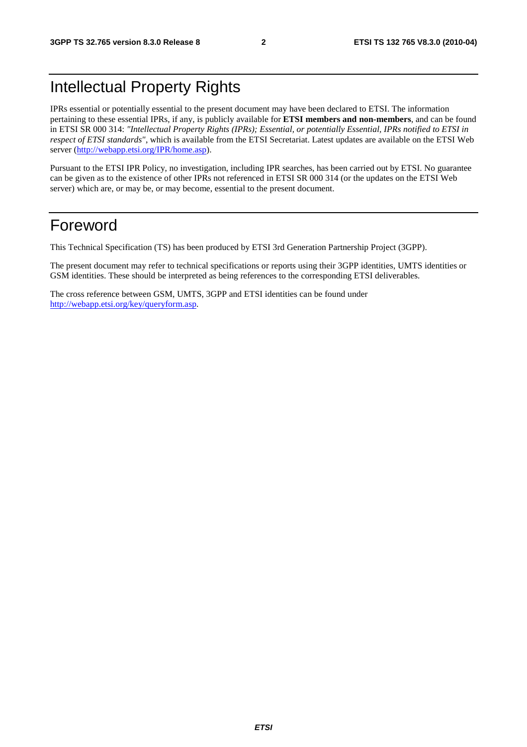# Intellectual Property Rights

IPRs essential or potentially essential to the present document may have been declared to ETSI. The information pertaining to these essential IPRs, if any, is publicly available for **ETSI members and non-members**, and can be found in ETSI SR 000 314: *"Intellectual Property Rights (IPRs); Essential, or potentially Essential, IPRs notified to ETSI in respect of ETSI standards"*, which is available from the ETSI Secretariat. Latest updates are available on the ETSI Web server (http://webapp.etsi.org/IPR/home.asp).

Pursuant to the ETSI IPR Policy, no investigation, including IPR searches, has been carried out by ETSI. No guarantee can be given as to the existence of other IPRs not referenced in ETSI SR 000 314 (or the updates on the ETSI Web server) which are, or may be, or may become, essential to the present document.

# Foreword

This Technical Specification (TS) has been produced by ETSI 3rd Generation Partnership Project (3GPP).

The present document may refer to technical specifications or reports using their 3GPP identities, UMTS identities or GSM identities. These should be interpreted as being references to the corresponding ETSI deliverables.

The cross reference between GSM, UMTS, 3GPP and ETSI identities can be found under http://webapp.etsi.org/key/queryform.asp.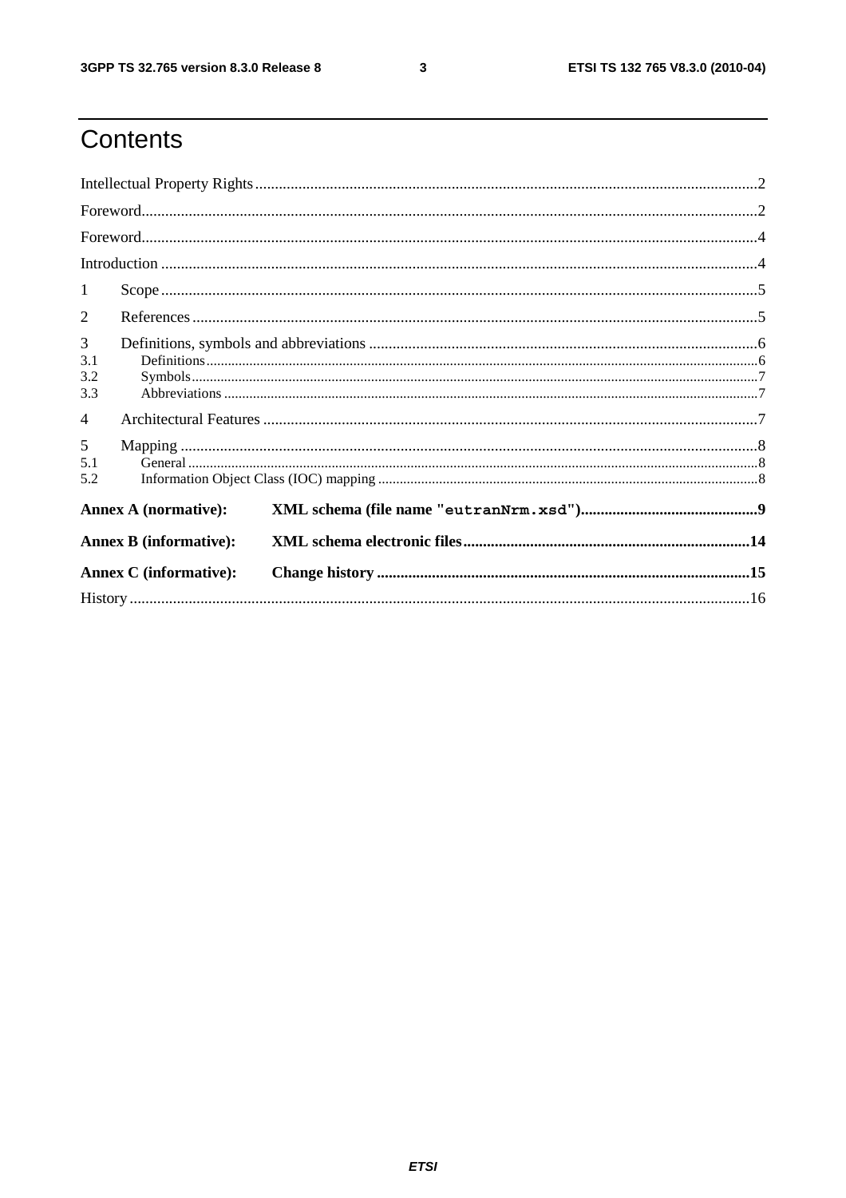# Contents

Intellectual Property Rights ....................................................................................................................................2

Foreword.....................................................................................................................................................2

Foreword.....................................................................................................................................................4

Introduction ................................................................................................................................................4

1 Scope .......................................................................................................................................................5

2 References ...............................................................................................................................................5

3 Definitions, symbols and abbreviations ...................................................................................................6
3.1 Definitions .............................................................................................................................................6
3.2 Symbols .................................................................................................................................................7
3.3 Abbreviations .........................................................................................................................................7

4 Architectural Features ..............................................................................................................................7

5 Mapping ...................................................................................................................................................8
5.1 General ..................................................................................................................................................8
5.2 Information Object Class (IOC) mapping ..............................................................................................8

**Annex A (normative): XML schema (file name "eutranNrm.xsd")**.............................................9

**Annex B (informative): XML schema electronic files**.........................................................................14

**Annex C (informative): Change history**...............................................................................................15

History .......................................................................................................................................................16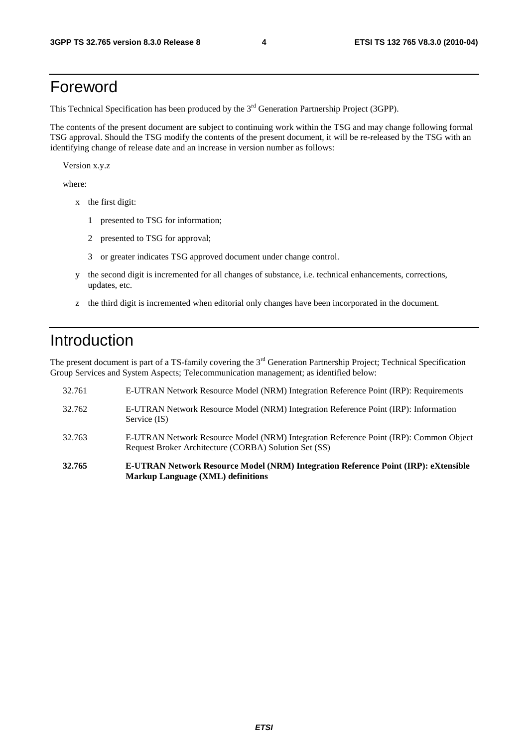# Foreword

This Technical Specification has been produced by the 3rd Generation Partnership Project (3GPP).

The contents of the present document are subject to continuing work within the TSG and may change following formal TSG approval. Should the TSG modify the contents of the present document, it will be re-released by the TSG with an identifying change of release date and an increase in version number as follows:

Version x.y.z

where:

- x the first digit:
  - 1 presented to TSG for information;
  - 2 presented to TSG for approval;
  - 3 or greater indicates TSG approved document under change control.
- y the second digit is incremented for all changes of substance, i.e. technical enhancements, corrections, updates, etc.
- z the third digit is incremented when editorial only changes have been incorporated in the document.

# Introduction

The present document is part of a TS-family covering the 3rd Generation Partnership Project; Technical Specification Group Services and System Aspects; Telecommunication management; as identified below:

| | |
|---|---|
| 32.761 | E-UTRAN Network Resource Model (NRM) Integration Reference Point (IRP): Requirements |
| 32.762 | E-UTRAN Network Resource Model (NRM) Integration Reference Point (IRP): Information Service (IS) |
| 32.763 | E-UTRAN Network Resource Model (NRM) Integration Reference Point (IRP): Common Object Request Broker Architecture (CORBA) Solution Set (SS) |
| **32.765** | **E-UTRAN Network Resource Model (NRM) Integration Reference Point (IRP): eXtensible Markup Language (XML) definitions** |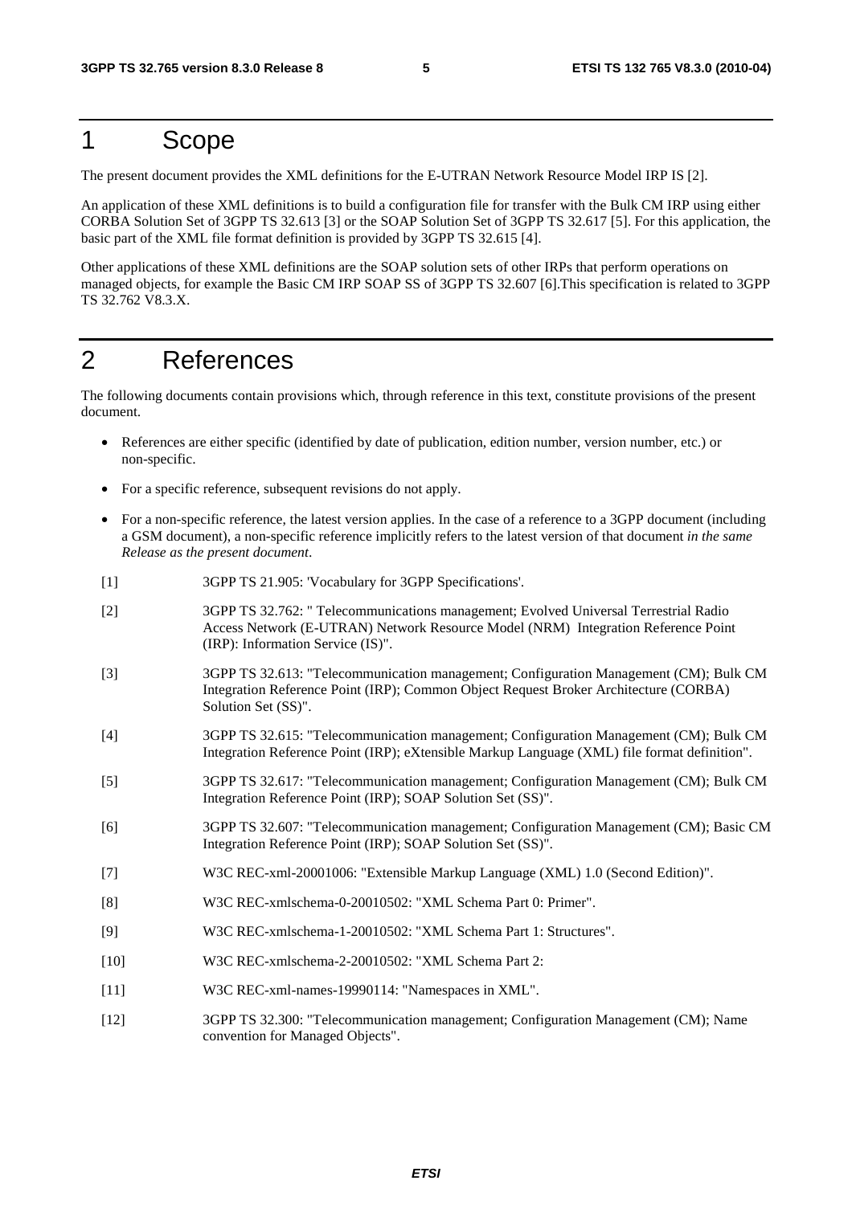# 1 Scope

The present document provides the XML definitions for the E-UTRAN Network Resource Model IRP IS [2].

An application of these XML definitions is to build a configuration file for transfer with the Bulk CM IRP using either CORBA Solution Set of 3GPP TS 32.613 [3] or the SOAP Solution Set of 3GPP TS 32.617 [5]. For this application, the basic part of the XML file format definition is provided by 3GPP TS 32.615 [4].

Other applications of these XML definitions are the SOAP solution sets of other IRPs that perform operations on managed objects, for example the Basic CM IRP SOAP SS of 3GPP TS 32.607 [6].This specification is related to 3GPP TS 32.762 V8.3.X.

# 2 References

The following documents contain provisions which, through reference in this text, constitute provisions of the present document.

- References are either specific (identified by date of publication, edition number, version number, etc.) or non-specific.
- For a specific reference, subsequent revisions do not apply.
- For a non-specific reference, the latest version applies. In the case of a reference to a 3GPP document (including a GSM document), a non-specific reference implicitly refers to the latest version of that document *in the same Release as the present document*.

[1] 3GPP TS 21.905: 'Vocabulary for 3GPP Specifications'.

[2] 3GPP TS 32.762: " Telecommunications management; Evolved Universal Terrestrial Radio Access Network (E-UTRAN) Network Resource Model (NRM) Integration Reference Point (IRP): Information Service (IS)".

[3] 3GPP TS 32.613: "Telecommunication management; Configuration Management (CM); Bulk CM Integration Reference Point (IRP); Common Object Request Broker Architecture (CORBA) Solution Set (SS)".

[4] 3GPP TS 32.615: "Telecommunication management; Configuration Management (CM); Bulk CM Integration Reference Point (IRP); eXtensible Markup Language (XML) file format definition".

[5] 3GPP TS 32.617: "Telecommunication management; Configuration Management (CM); Bulk CM Integration Reference Point (IRP); SOAP Solution Set (SS)".

[6] 3GPP TS 32.607: "Telecommunication management; Configuration Management (CM); Basic CM Integration Reference Point (IRP); SOAP Solution Set (SS)".

[7] W3C REC-xml-20001006: "Extensible Markup Language (XML) 1.0 (Second Edition)".

[8] W3C REC-xmlschema-0-20010502: "XML Schema Part 0: Primer".

[9] W3C REC-xmlschema-1-20010502: "XML Schema Part 1: Structures".

[10] W3C REC-xmlschema-2-20010502: "XML Schema Part 2:

[11] W3C REC-xml-names-19990114: "Namespaces in XML".

[12] 3GPP TS 32.300: "Telecommunication management; Configuration Management (CM); Name convention for Managed Objects".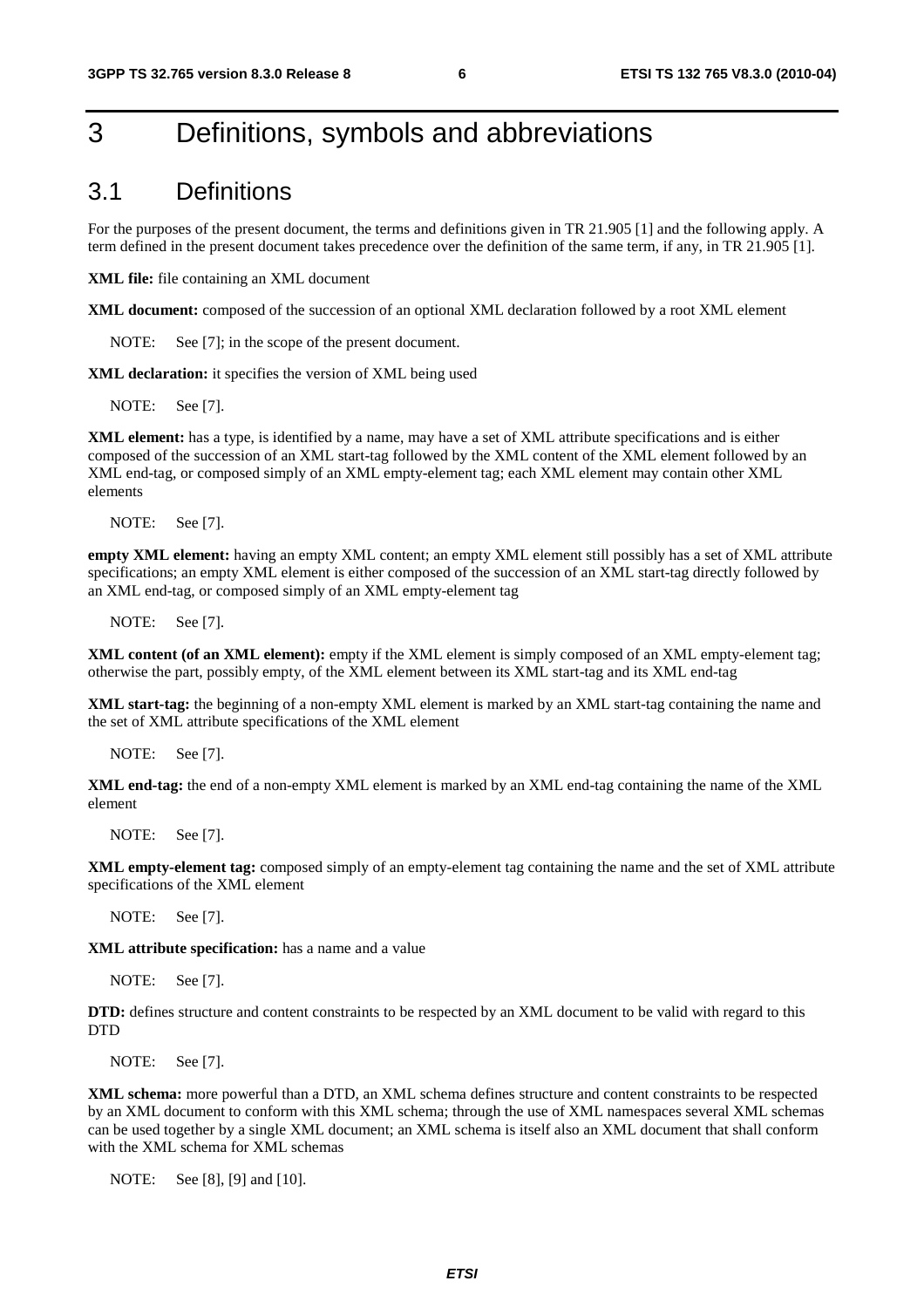# 3 Definitions, symbols and abbreviations

## 3.1 Definitions

For the purposes of the present document, the terms and definitions given in TR 21.905 [1] and the following apply. A term defined in the present document takes precedence over the definition of the same term, if any, in TR 21.905 [1].

**XML file:** file containing an XML document

**XML document:** composed of the succession of an optional XML declaration followed by a root XML element

NOTE: See [7]; in the scope of the present document.

**XML declaration:** it specifies the version of XML being used

NOTE: See [7].

**XML element:** has a type, is identified by a name, may have a set of XML attribute specifications and is either composed of the succession of an XML start-tag followed by the XML content of the XML element followed by an XML end-tag, or composed simply of an XML empty-element tag; each XML element may contain other XML elements

NOTE: See [7].

**empty XML element:** having an empty XML content; an empty XML element still possibly has a set of XML attribute specifications; an empty XML element is either composed of the succession of an XML start-tag directly followed by an XML end-tag, or composed simply of an XML empty-element tag

NOTE: See [7].

**XML content (of an XML element):** empty if the XML element is simply composed of an XML empty-element tag; otherwise the part, possibly empty, of the XML element between its XML start-tag and its XML end-tag

**XML start-tag:** the beginning of a non-empty XML element is marked by an XML start-tag containing the name and the set of XML attribute specifications of the XML element

NOTE: See [7].

**XML end-tag:** the end of a non-empty XML element is marked by an XML end-tag containing the name of the XML element

NOTE: See [7].

**XML empty-element tag:** composed simply of an empty-element tag containing the name and the set of XML attribute specifications of the XML element

NOTE: See [7].

**XML attribute specification:** has a name and a value

NOTE: See [7].

**DTD:** defines structure and content constraints to be respected by an XML document to be valid with regard to this DTD

NOTE: See [7].

**XML schema:** more powerful than a DTD, an XML schema defines structure and content constraints to be respected by an XML document to conform with this XML schema; through the use of XML namespaces several XML schemas can be used together by a single XML document; an XML schema is itself also an XML document that shall conform with the XML schema for XML schemas

NOTE: See [8], [9] and [10].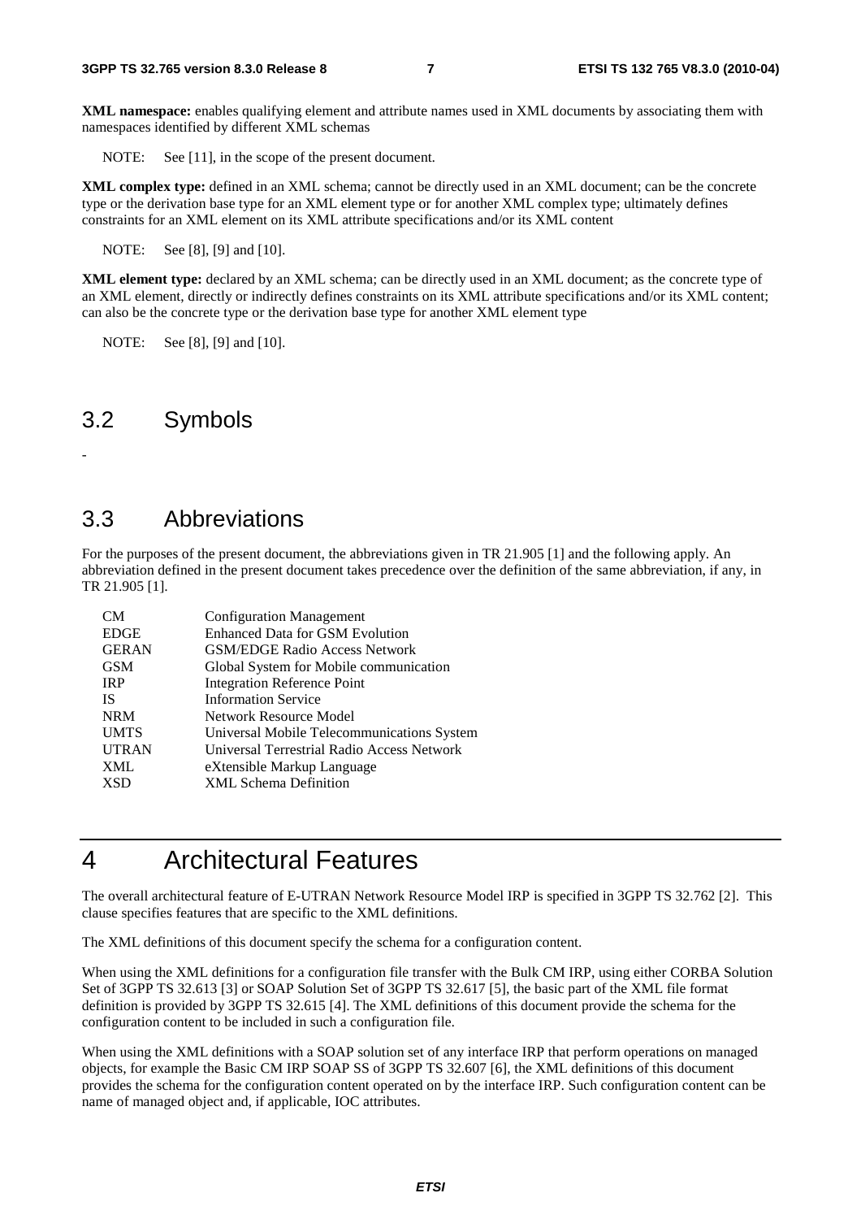**XML namespace:** enables qualifying element and attribute names used in XML documents by associating them with namespaces identified by different XML schemas

NOTE: See [11], in the scope of the present document.

**XML complex type:** defined in an XML schema; cannot be directly used in an XML document; can be the concrete type or the derivation base type for an XML element type or for another XML complex type; ultimately defines constraints for an XML element on its XML attribute specifications and/or its XML content

NOTE: See [8], [9] and [10].

**XML element type:** declared by an XML schema; can be directly used in an XML document; as the concrete type of an XML element, directly or indirectly defines constraints on its XML attribute specifications and/or its XML content; can also be the concrete type or the derivation base type for another XML element type

NOTE: See [8], [9] and [10].

## 3.2 Symbols

-

## 3.3 Abbreviations

For the purposes of the present document, the abbreviations given in TR 21.905 [1] and the following apply. An abbreviation defined in the present document takes precedence over the definition of the same abbreviation, if any, in TR 21.905 [1].

| | |
|---|---|
| CM | Configuration Management |
| EDGE | Enhanced Data for GSM Evolution |
| GERAN | GSM/EDGE Radio Access Network |
| GSM | Global System for Mobile communication |
| IRP | Integration Reference Point |
| IS | Information Service |
| NRM | Network Resource Model |
| UMTS | Universal Mobile Telecommunications System |
| UTRAN | Universal Terrestrial Radio Access Network |
| XML | eXtensible Markup Language |
| XSD | XML Schema Definition |

# 4 Architectural Features

The overall architectural feature of E-UTRAN Network Resource Model IRP is specified in 3GPP TS 32.762 [2]. This clause specifies features that are specific to the XML definitions.

The XML definitions of this document specify the schema for a configuration content.

When using the XML definitions for a configuration file transfer with the Bulk CM IRP, using either CORBA Solution Set of 3GPP TS 32.613 [3] or SOAP Solution Set of 3GPP TS 32.617 [5], the basic part of the XML file format definition is provided by 3GPP TS 32.615 [4]. The XML definitions of this document provide the schema for the configuration content to be included in such a configuration file.

When using the XML definitions with a SOAP solution set of any interface IRP that perform operations on managed objects, for example the Basic CM IRP SOAP SS of 3GPP TS 32.607 [6], the XML definitions of this document provides the schema for the configuration content operated on by the interface IRP. Such configuration content can be name of managed object and, if applicable, IOC attributes.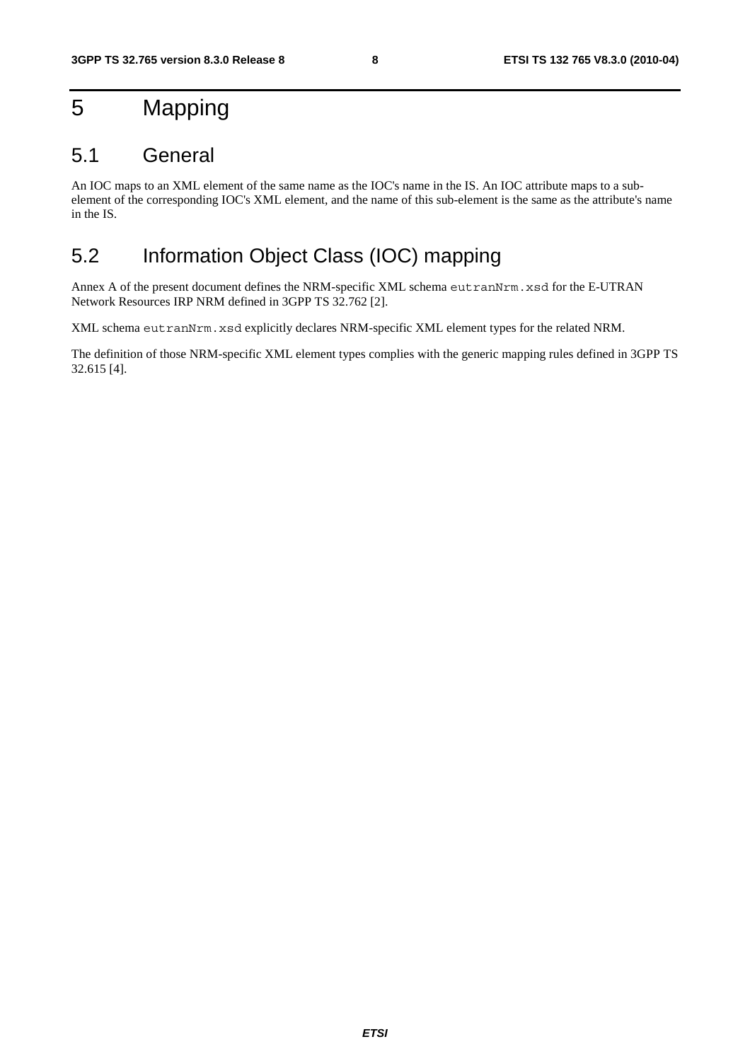# 5 Mapping

## 5.1 General

An IOC maps to an XML element of the same name as the IOC's name in the IS. An IOC attribute maps to a sub-element of the corresponding IOC's XML element, and the name of this sub-element is the same as the attribute's name in the IS.

## 5.2 Information Object Class (IOC) mapping

Annex A of the present document defines the NRM-specific XML schema `eutranNrm.xsd` for the E-UTRAN Network Resources IRP NRM defined in 3GPP TS 32.762 [2].

XML schema `eutranNrm.xsd` explicitly declares NRM-specific XML element types for the related NRM.

The definition of those NRM-specific XML element types complies with the generic mapping rules defined in 3GPP TS 32.615 [4].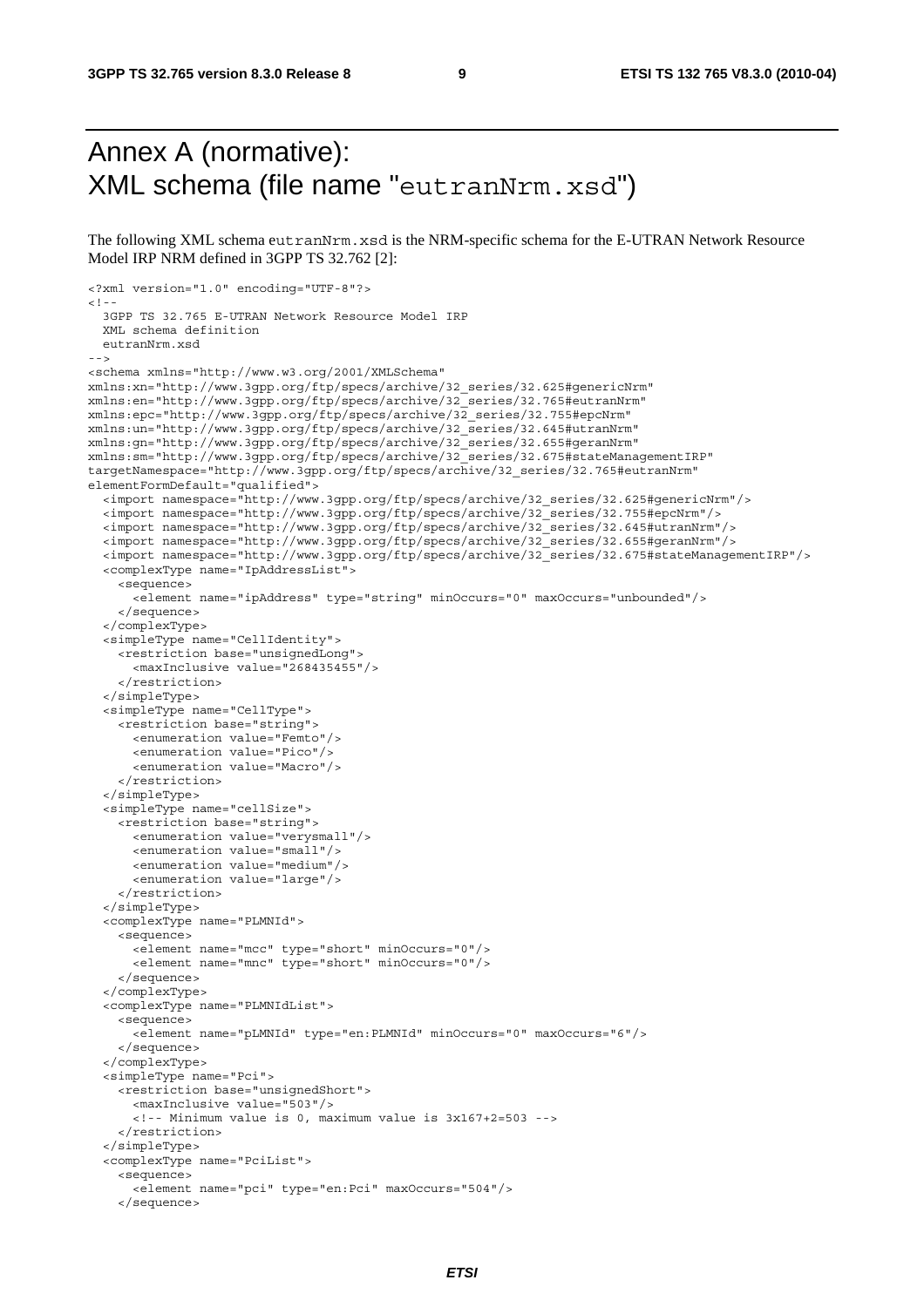# Annex A (normative): XML schema (file name "eutranNrm.xsd")

The following XML schema eutranNrm.xsd is the NRM-specific schema for the E-UTRAN Network Resource Model IRP NRM defined in 3GPP TS 32.762 [2]:

```
<?xml version="1.0" encoding="UTF-8"?>
<!--
  3GPP TS 32.765 E-UTRAN Network Resource Model IRP
  XML schema definition
  eutranNrm.xsd
-->
<schema xmlns="http://www.w3.org/2001/XMLSchema"
xmlns:xn="http://www.3gpp.org/ftp/specs/archive/32_series/32.625#genericNrm"
xmlns:en="http://www.3gpp.org/ftp/specs/archive/32_series/32.765#eutranNrm"
xmlns:epc="http://www.3gpp.org/ftp/specs/archive/32_series/32.755#epcNrm"
xmlns:un="http://www.3gpp.org/ftp/specs/archive/32_series/32.645#utranNrm"
xmlns:gn="http://www.3gpp.org/ftp/specs/archive/32_series/32.655#geranNrm"
xmlns:sm="http://www.3gpp.org/ftp/specs/archive/32_series/32.675#stateManagementIRP"
targetNamespace="http://www.3gpp.org/ftp/specs/archive/32_series/32.765#eutranNrm"
elementFormDefault="qualified">
  <import namespace="http://www.3gpp.org/ftp/specs/archive/32_series/32.625#genericNrm"/>
  <import namespace="http://www.3gpp.org/ftp/specs/archive/32_series/32.755#epcNrm"/>
  <import namespace="http://www.3gpp.org/ftp/specs/archive/32_series/32.645#utranNrm"/>
  <import namespace="http://www.3gpp.org/ftp/specs/archive/32_series/32.655#geranNrm"/>
  <import namespace="http://www.3gpp.org/ftp/specs/archive/32_series/32.675#stateManagementIRP"/>
  <complexType name="IpAddressList">
    <sequence>
      <element name="ipAddress" type="string" minOccurs="0" maxOccurs="unbounded"/>
    </sequence>
  </complexType>
  <simpleType name="CellIdentity">
    <restriction base="unsignedLong">
      <maxInclusive value="268435455"/>
    </restriction>
  </simpleType>
  <simpleType name="CellType">
    <restriction base="string">
      <enumeration value="Femto"/>
      <enumeration value="Pico"/>
      <enumeration value="Macro"/>
    </restriction>
  </simpleType>
  <simpleType name="cellSize">
    <restriction base="string">
      <enumeration value="verysmall"/>
      <enumeration value="small"/>
      <enumeration value="medium"/>
      <enumeration value="large"/>
    </restriction>
  </simpleType>
  <complexType name="PLMNId">
    <sequence>
      <element name="mcc" type="short" minOccurs="0"/>
      <element name="mnc" type="short" minOccurs="0"/>
    </sequence>
  </complexType>
  <complexType name="PLMNIdList">
    <sequence>
      <element name="pLMNId" type="en:PLMNId" minOccurs="0" maxOccurs="6"/>
    </sequence>
  </complexType>
  <simpleType name="Pci">
    <restriction base="unsignedShort">
      <maxInclusive value="503"/>
      <!-- Minimum value is 0, maximum value is 3x167+2=503 -->
    </restriction>
  </simpleType>
  <complexType name="PciList">
    <sequence>
      <element name="pci" type="en:Pci" maxOccurs="504"/>
    </sequence>
```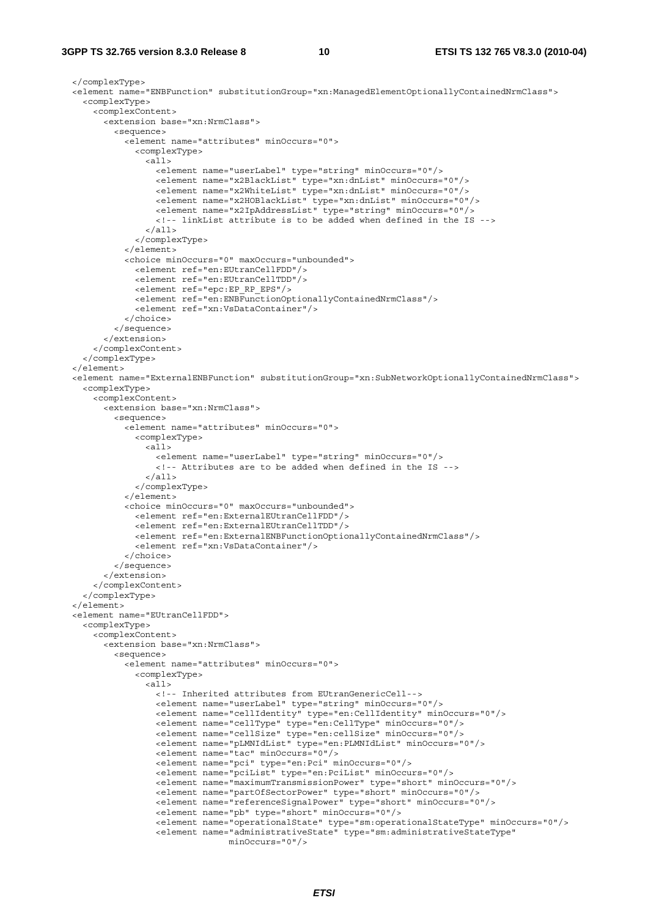```
    </complexType>
  <element name="ENBFunction" substitutionGroup="xn:ManagedElementOptionallyContainedNrmClass">
    <complexType>
      <complexContent>
        <extension base="xn:NrmClass">
          <sequence>
            <element name="attributes" minOccurs="0">
              <complexType>
                <all>
                  <element name="userLabel" type="string" minOccurs="0"/>
                  <element name="x2BlackList" type="xn:dnList" minOccurs="0"/>
                  <element name="x2WhiteList" type="xn:dnList" minOccurs="0"/>
                  <element name="x2HOBlackList" type="xn:dnList" minOccurs="0"/>
                  <element name="x2IpAddressList" type="string" minOccurs="0"/>
                  <!-- linkList attribute is to be added when defined in the IS -->
                </all>
              </complexType>
            </element>
            <choice minOccurs="0" maxOccurs="unbounded">
              <element ref="en:EUtranCellFDD"/>
              <element ref="en:EUtranCellTDD"/>
              <element ref="epc:EP_RP_EPS"/>
              <element ref="en:ENBFunctionOptionallyContainedNrmClass"/>
              <element ref="xn:VsDataContainer"/>
            </choice>
          </sequence>
        </extension>
      </complexContent>
    </complexType>
  </element>
  <element name="ExternalENBFunction" substitutionGroup="xn:SubNetworkOptionallyContainedNrmClass">
    <complexType>
      <complexContent>
        <extension base="xn:NrmClass">
          <sequence>
            <element name="attributes" minOccurs="0">
              <complexType>
                <all>
                  <element name="userLabel" type="string" minOccurs="0"/>
                  <!-- Attributes are to be added when defined in the IS -->
                </all>
              </complexType>
            </element>
            <choice minOccurs="0" maxOccurs="unbounded">
              <element ref="en:ExternalEUtranCellFDD"/>
              <element ref="en:ExternalEUtranCellTDD"/>
              <element ref="en:ExternalENBFunctionOptionallyContainedNrmClass"/>
              <element ref="xn:VsDataContainer"/>
            </choice>
          </sequence>
        </extension>
      </complexContent>
    </complexType>
  </element>
  <element name="EUtranCellFDD">
    <complexType>
      <complexContent>
        <extension base="xn:NrmClass">
          <sequence>
            <element name="attributes" minOccurs="0">
              <complexType>
                <all>
                  <!-- Inherited attributes from EUtranGenericCell-->
                  <element name="userLabel" type="string" minOccurs="0"/>
                  <element name="cellIdentity" type="en:CellIdentity" minOccurs="0"/>
                  <element name="cellType" type="en:CellType" minOccurs="0"/>
                  <element name="cellSize" type="en:cellSize" minOccurs="0"/>
                  <element name="pLMNIdList" type="en:PLMNIdList" minOccurs="0"/>
                  <element name="tac" minOccurs="0"/>
                  <element name="pci" type="en:Pci" minOccurs="0"/>
                  <element name="pciList" type="en:PciList" minOccurs="0"/>
                  <element name="maximumTransmissionPower" type="short" minOccurs="0"/>
                  <element name="partOfSectorPower" type="short" minOccurs="0"/>
                  <element name="referenceSignalPower" type="short" minOccurs="0"/>
                  <element name="pb" type="short" minOccurs="0"/>
                  <element name="operationalState" type="sm:operationalStateType" minOccurs="0"/>
                  <element name="administrativeState" type="sm:administrativeStateType"
                             minOccurs="0"/>
```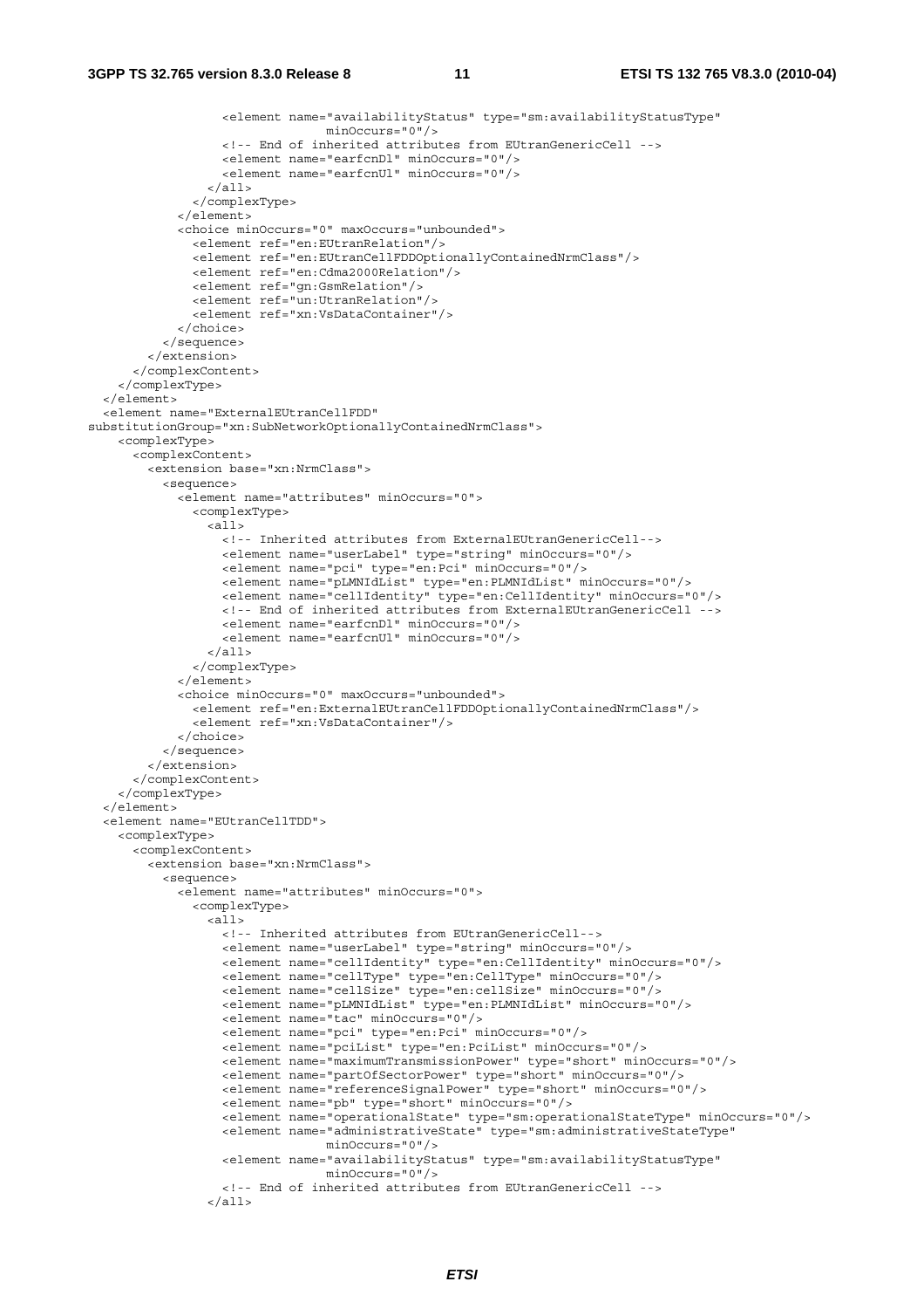```
                <element name="availabilityStatus" type="sm:availabilityStatusType"
                              minOccurs="0"/>
                <!-- End of inherited attributes from EUtranGenericCell -->
                <element name="earfcnDl" minOccurs="0"/>
                <element name="earfcnUl" minOccurs="0"/>
              </all>
            </complexType>
          </element>
          <choice minOccurs="0" maxOccurs="unbounded">
            <element ref="en:EUtranRelation"/>
            <element ref="en:EUtranCellFDDOptionallyContainedNrmClass"/>
            <element ref="en:Cdma2000Relation"/>
            <element ref="gn:GsmRelation"/>
            <element ref="un:UtranRelation"/>
            <element ref="xn:VsDataContainer"/>
          </choice>
        </sequence>
      </extension>
    </complexContent>
  </complexType>
</element>
<element name="ExternalEUtranCellFDD"
substitutionGroup="xn:SubNetworkOptionallyContainedNrmClass">
  <complexType>
    <complexContent>
      <extension base="xn:NrmClass">
        <sequence>
          <element name="attributes" minOccurs="0">
            <complexType>
              <all>
                <!-- Inherited attributes from ExternalEUtranGenericCell-->
                <element name="userLabel" type="string" minOccurs="0"/>
                <element name="pci" type="en:Pci" minOccurs="0"/>
                <element name="pLMNIdList" type="en:PLMNIdList" minOccurs="0"/>
                <element name="cellIdentity" type="en:CellIdentity" minOccurs="0"/>
                <!-- End of inherited attributes from ExternalEUtranGenericCell -->
                <element name="earfcnDl" minOccurs="0"/>
                <element name="earfcnUl" minOccurs="0"/>
              </all>
            </complexType>
          </element>
          <choice minOccurs="0" maxOccurs="unbounded">
            <element ref="en:ExternalEUtranCellFDDOptionallyContainedNrmClass"/>
            <element ref="xn:VsDataContainer"/>
          </choice>
        </sequence>
      </extension>
    </complexContent>
  </complexType>
</element>
<element name="EUtranCellTDD">
  <complexType>
    <complexContent>
      <extension base="xn:NrmClass">
        <sequence>
          <element name="attributes" minOccurs="0">
            <complexType>
              <all>
                <!-- Inherited attributes from EUtranGenericCell-->
                <element name="userLabel" type="string" minOccurs="0"/>
                <element name="cellIdentity" type="en:CellIdentity" minOccurs="0"/>
                <element name="cellType" type="en:CellType" minOccurs="0"/>
                <element name="cellSize" type="en:cellSize" minOccurs="0"/>
                <element name="pLMNIdList" type="en:PLMNIdList" minOccurs="0"/>
                <element name="tac" minOccurs="0"/>
                <element name="pci" type="en:Pci" minOccurs="0"/>
                <element name="pciList" type="en:PciList" minOccurs="0"/>
                <element name="maximumTransmissionPower" type="short" minOccurs="0"/>
                <element name="partOfSectorPower" type="short" minOccurs="0"/>
                <element name="referenceSignalPower" type="short" minOccurs="0"/>
                <element name="pb" type="short" minOccurs="0"/>
                <element name="operationalState" type="sm:operationalStateType" minOccurs="0"/>
                <element name="administrativeState" type="sm:administrativeStateType"
                              minOccurs="0"/>
                <element name="availabilityStatus" type="sm:availabilityStatusType"
                              minOccurs="0"/>
                <!-- End of inherited attributes from EUtranGenericCell -->
              </all>
```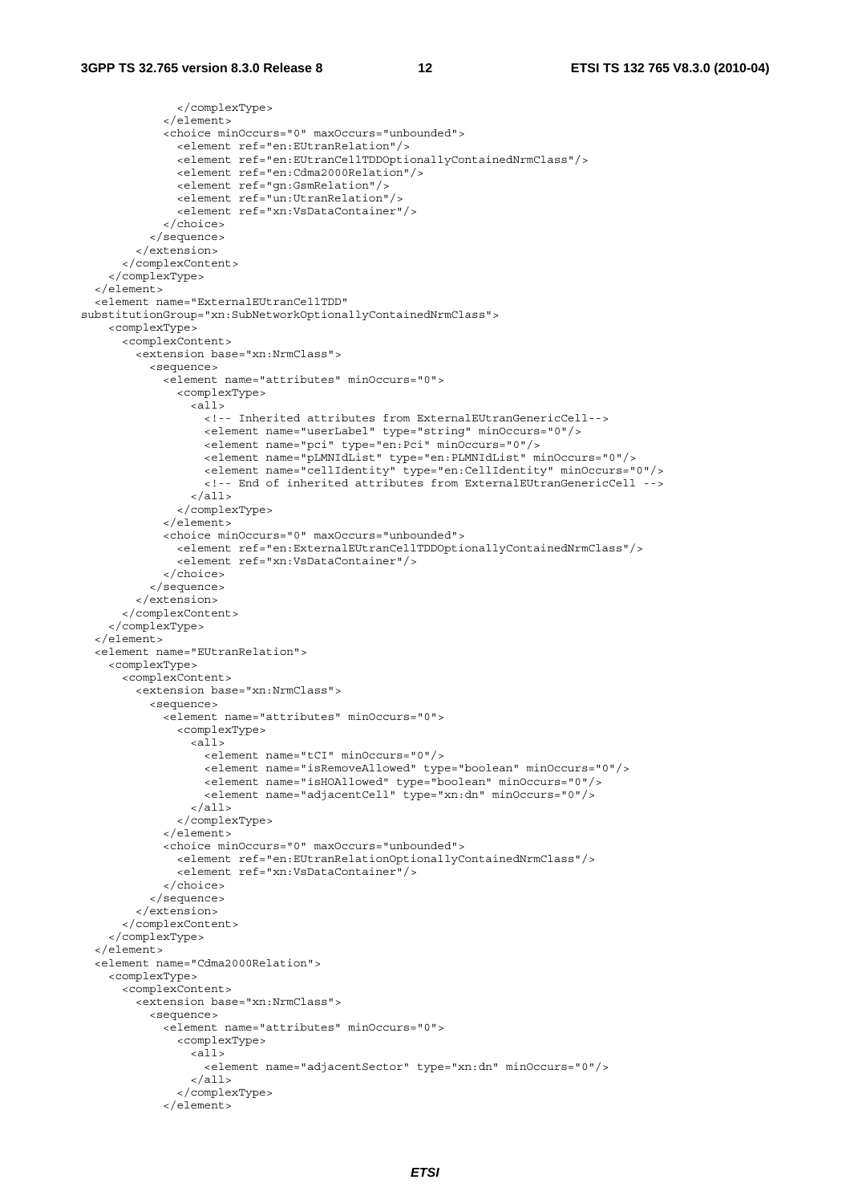```
              </complexType>
            </element>
            <choice minOccurs="0" maxOccurs="unbounded">
              <element ref="en:EUtranRelation"/>
              <element ref="en:EUtranCellTDDOptionallyContainedNrmClass"/>
              <element ref="en:Cdma2000Relation"/>
              <element ref="gn:GsmRelation"/>
              <element ref="un:UtranRelation"/>
              <element ref="xn:VsDataContainer"/>
            </choice>
          </sequence>
        </extension>
      </complexContent>
    </complexType>
  </element>
  <element name="ExternalEUtranCellTDD"
substitutionGroup="xn:SubNetworkOptionallyContainedNrmClass">
    <complexType>
      <complexContent>
        <extension base="xn:NrmClass">
          <sequence>
            <element name="attributes" minOccurs="0">
              <complexType>
                <all>
                  <!-- Inherited attributes from ExternalEUtranGenericCell-->
                  <element name="userLabel" type="string" minOccurs="0"/>
                  <element name="pci" type="en:Pci" minOccurs="0"/>
                  <element name="pLMNIdList" type="en:PLMNIdList" minOccurs="0"/>
                  <element name="cellIdentity" type="en:CellIdentity" minOccurs="0"/>
                  <!-- End of inherited attributes from ExternalEUtranGenericCell -->
                </all>
              </complexType>
            </element>
            <choice minOccurs="0" maxOccurs="unbounded">
              <element ref="en:ExternalEUtranCellTDDOptionallyContainedNrmClass"/>
              <element ref="xn:VsDataContainer"/>
            </choice>
          </sequence>
        </extension>
      </complexContent>
    </complexType>
  </element>
  <element name="EUtranRelation">
    <complexType>
      <complexContent>
        <extension base="xn:NrmClass">
          <sequence>
            <element name="attributes" minOccurs="0">
              <complexType>
                <all>
                  <element name="tCI" minOccurs="0"/>
                  <element name="isRemoveAllowed" type="boolean" minOccurs="0"/>
                  <element name="isHOAllowed" type="boolean" minOccurs="0"/>
                  <element name="adjacentCell" type="xn:dn" minOccurs="0"/>
                </all>
              </complexType>
            </element>
            <choice minOccurs="0" maxOccurs="unbounded">
              <element ref="en:EUtranRelationOptionallyContainedNrmClass"/>
              <element ref="xn:VsDataContainer"/>
            </choice>
          </sequence>
        </extension>
      </complexContent>
    </complexType>
  </element>
  <element name="Cdma2000Relation">
    <complexType>
      <complexContent>
        <extension base="xn:NrmClass">
          <sequence>
            <element name="attributes" minOccurs="0">
              <complexType>
                <all>
                  <element name="adjacentSector" type="xn:dn" minOccurs="0"/>
                </all>
              </complexType>
            </element>
```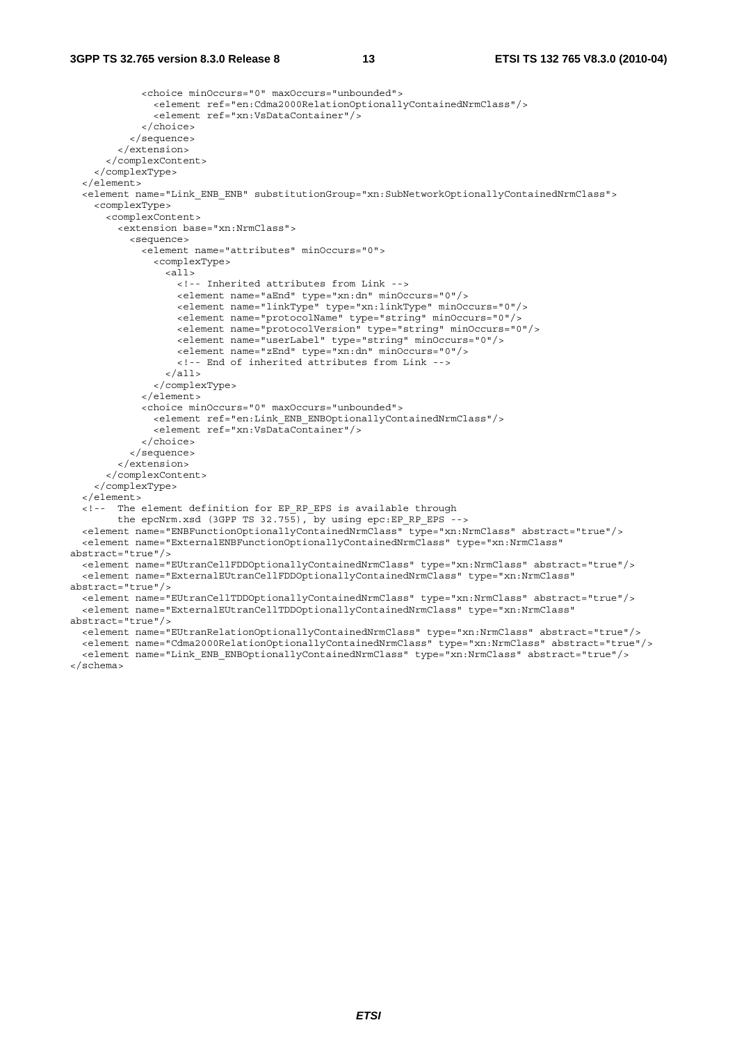```
            <choice minOccurs="0" maxOccurs="unbounded">
              <element ref="en:Cdma2000RelationOptionallyContainedNrmClass"/>
              <element ref="xn:VsDataContainer"/>
            </choice>
          </sequence>
        </extension>
      </complexContent>
    </complexType>
  </element>
  <element name="Link_ENB_ENB" substitutionGroup="xn:SubNetworkOptionallyContainedNrmClass">
    <complexType>
      <complexContent>
        <extension base="xn:NrmClass">
          <sequence>
            <element name="attributes" minOccurs="0">
              <complexType>
                <all>
                  <!-- Inherited attributes from Link -->
                  <element name="aEnd" type="xn:dn" minOccurs="0"/>
                  <element name="linkType" type="xn:linkType" minOccurs="0"/>
                  <element name="protocolName" type="string" minOccurs="0"/>
                  <element name="protocolVersion" type="string" minOccurs="0"/>
                  <element name="userLabel" type="string" minOccurs="0"/>
                  <element name="zEnd" type="xn:dn" minOccurs="0"/>
                  <!-- End of inherited attributes from Link -->
                </all>
              </complexType>
            </element>
            <choice minOccurs="0" maxOccurs="unbounded">
              <element ref="en:Link_ENB_ENBOptionallyContainedNrmClass"/>
              <element ref="xn:VsDataContainer"/>
            </choice>
          </sequence>
        </extension>
      </complexContent>
    </complexType>
  </element>
  <!--  The element definition for EP_RP_EPS is available through
        the epcNrm.xsd (3GPP TS 32.755), by using epc:EP_RP_EPS -->
  <element name="ENBFunctionOptionallyContainedNrmClass" type="xn:NrmClass" abstract="true"/>
  <element name="ExternalENBFunctionOptionallyContainedNrmClass" type="xn:NrmClass"
abstract="true"/>
  <element name="EUtranCellFDDOptionallyContainedNrmClass" type="xn:NrmClass" abstract="true"/>
  <element name="ExternalEUtranCellFDDOptionallyContainedNrmClass" type="xn:NrmClass"
abstract="true"/>
  <element name="EUtranCellTDDOptionallyContainedNrmClass" type="xn:NrmClass" abstract="true"/>
  <element name="ExternalEUtranCellTDDOptionallyContainedNrmClass" type="xn:NrmClass"
abstract="true"/>
  <element name="EUtranRelationOptionallyContainedNrmClass" type="xn:NrmClass" abstract="true"/>
  <element name="Cdma2000RelationOptionallyContainedNrmClass" type="xn:NrmClass" abstract="true"/>
  <element name="Link_ENB_ENBOptionallyContainedNrmClass" type="xn:NrmClass" abstract="true"/>
</schema>
```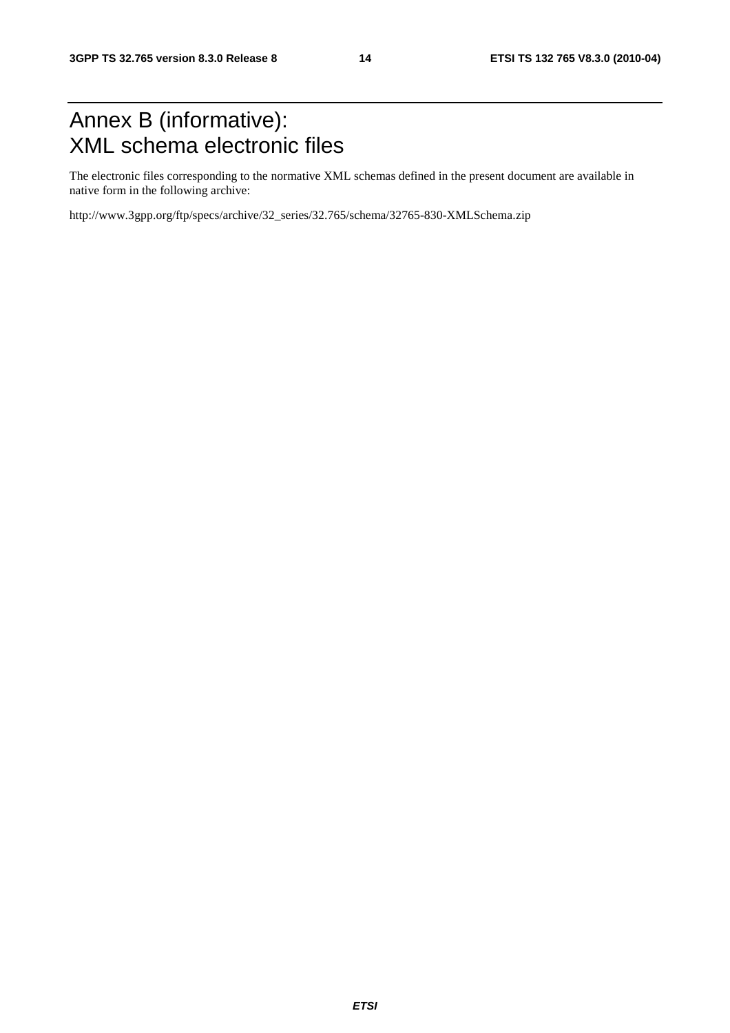# Annex B (informative): XML schema electronic files

The electronic files corresponding to the normative XML schemas defined in the present document are available in native form in the following archive:

http://www.3gpp.org/ftp/specs/archive/32_series/32.765/schema/32765-830-XMLSchema.zip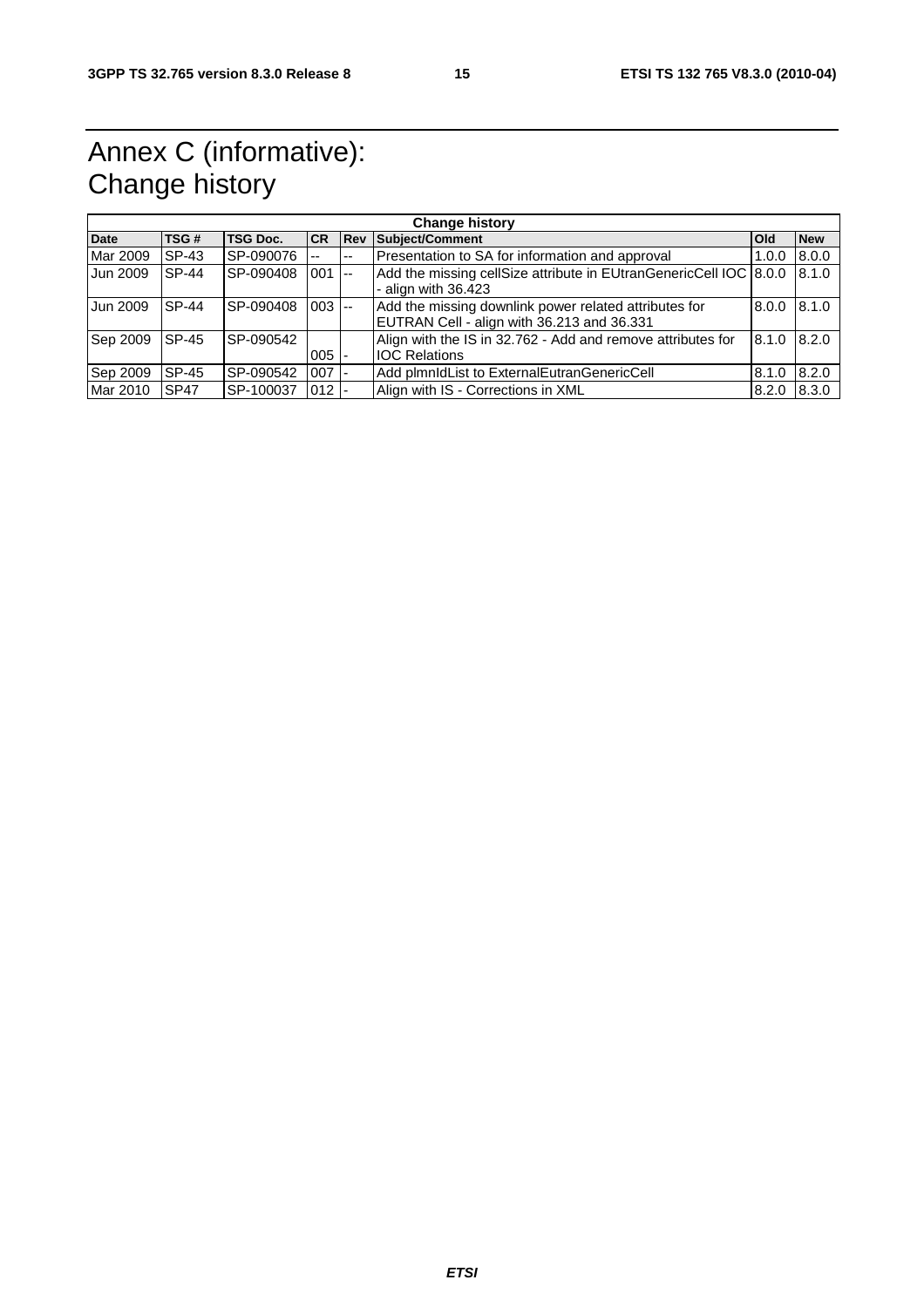# Annex C (informative): Change history

| Change history | | | | | | | |
|---|---|---|---|---|---|---|---|
| **Date** | **TSG #** | **TSG Doc.** | **CR** | **Rev** | **Subject/Comment** | **Old** | **New** |
| Mar 2009 | SP-43 | SP-090076 | -- | -- | Presentation to SA for information and approval | 1.0.0 | 8.0.0 |
| Jun 2009 | SP-44 | SP-090408 | 001 | -- | Add the missing cellSize attribute in EUtranGenericCell IOC - align with 36.423 | 8.0.0 | 8.1.0 |
| Jun 2009 | SP-44 | SP-090408 | 003 | -- | Add the missing downlink power related attributes for EUTRAN Cell - align with 36.213 and 36.331 | 8.0.0 | 8.1.0 |
| Sep 2009 | SP-45 | SP-090542 | 005 | - | Align with the IS in 32.762 - Add and remove attributes for IOC Relations | 8.1.0 | 8.2.0 |
| Sep 2009 | SP-45 | SP-090542 | 007 | - | Add plmnIdList to ExternalEutranGenericCell | 8.1.0 | 8.2.0 |
| Mar 2010 | SP47 | SP-100037 | 012 | - | Align with IS - Corrections in XML | 8.2.0 | 8.3.0 |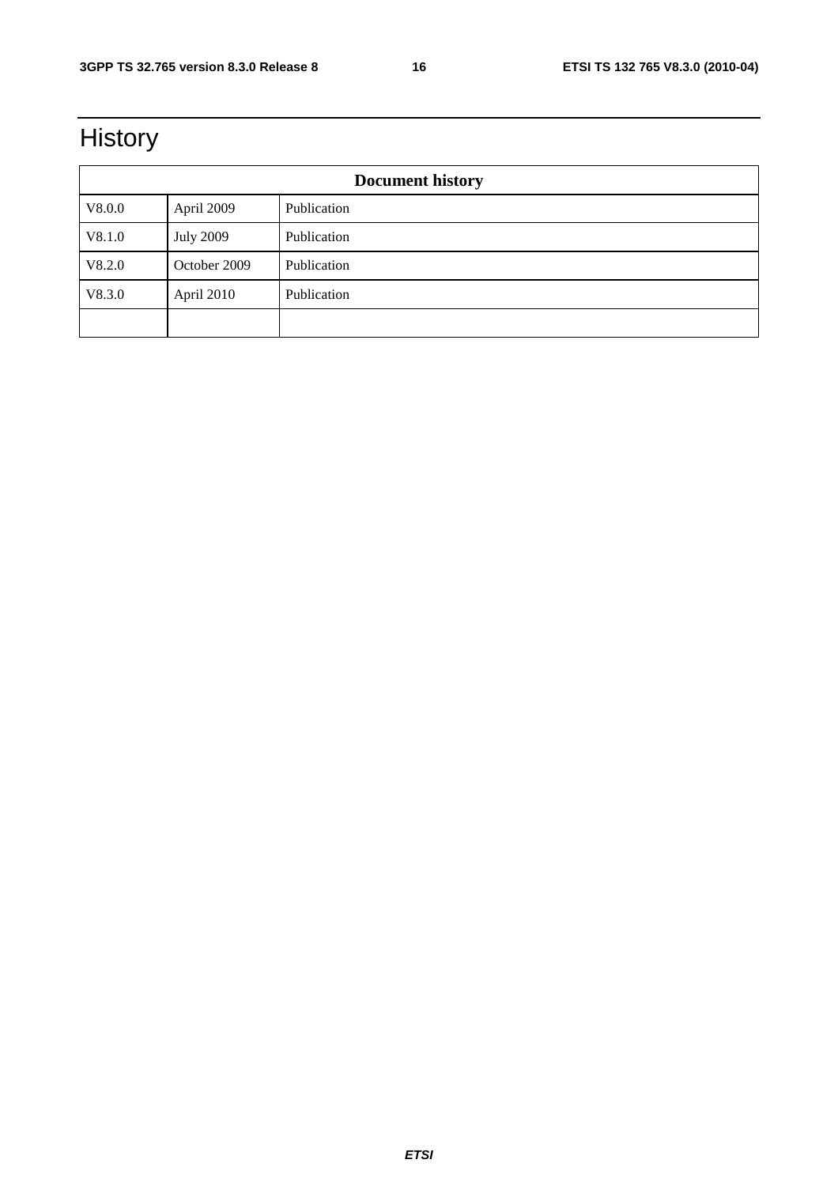# History

| Document history | | |
|---|---|---|
| V8.0.0 | April 2009 | Publication |
| V8.1.0 | July 2009 | Publication |
| V8.2.0 | October 2009 | Publication |
| V8.3.0 | April 2010 | Publication |
| | | |